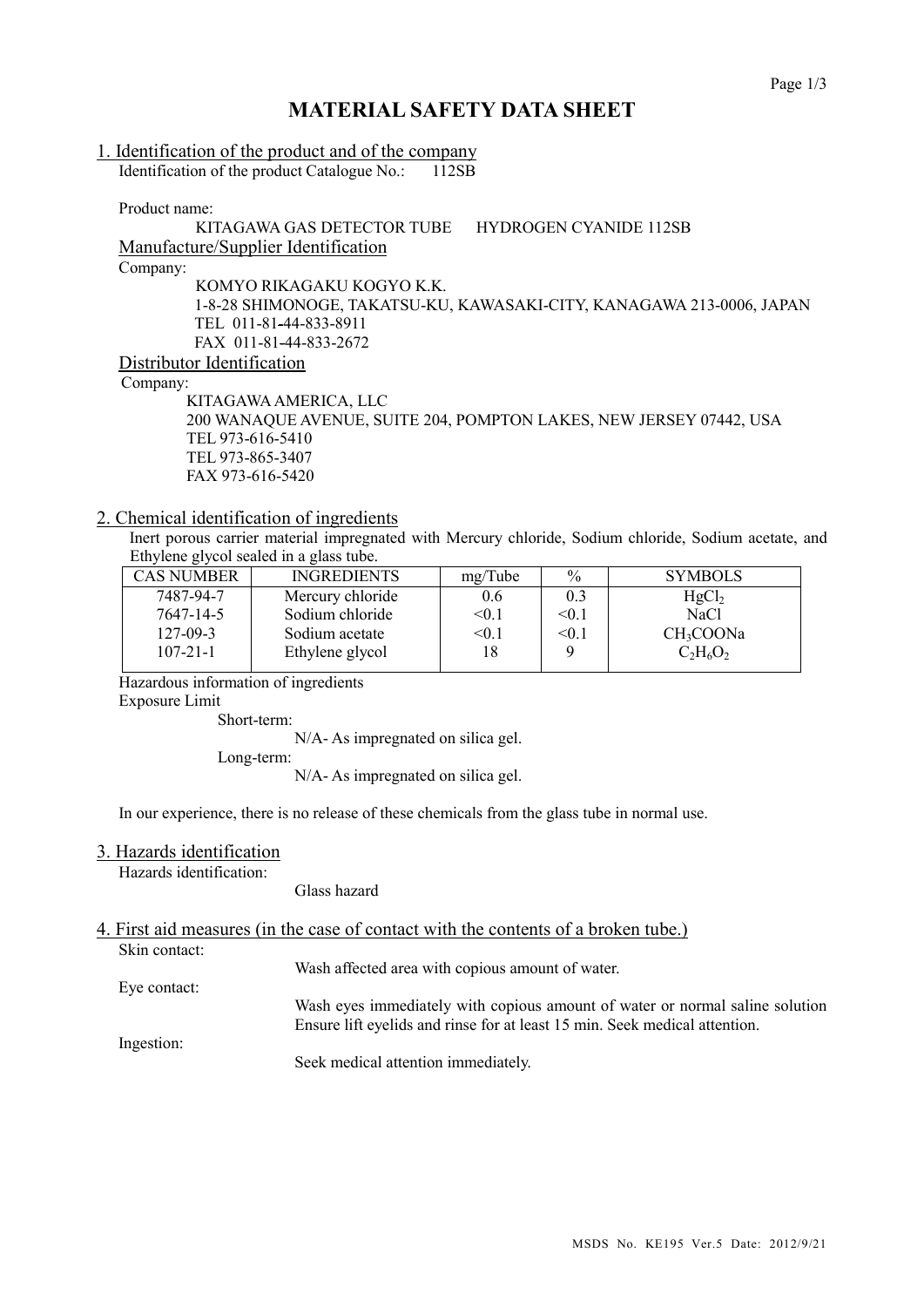# MATERIAL SAFETY DATA SHEET

## 1. Identification of the product and of the company

Identification of the product Catalogue No.: 112SB

Product name:

KITAGAWA GAS DETECTOR TUBE HYDROGEN CYANIDE 112SB

### Manufacture/Supplier Identification

Company:

KOMYO RIKAGAKU KOGYO K.K.
1-8-28 SHIMONOGE, TAKATSU-KU, KAWASAKI-CITY, KANAGAWA 213-0006, JAPAN
TEL 011-81-44-833-8911
FAX 011-81-44-833-2672

### Distributor Identification

Company:

KITAGAWA AMERICA, LLC
200 WANAQUE AVENUE, SUITE 204, POMPTON LAKES, NEW JERSEY 07442, USA
TEL 973-616-5410
TEL 973-865-3407
FAX 973-616-5420

## 2. Chemical identification of ingredients

Inert porous carrier material impregnated with Mercury chloride, Sodium chloride, Sodium acetate, and Ethylene glycol sealed in a glass tube.

| CAS NUMBER | INGREDIENTS | mg/Tube | % | SYMBOLS |
|---|---|---|---|---|
| 7487-94-7 | Mercury chloride | 0.6 | 0.3 | $HgCl_2$ |
| 7647-14-5 | Sodium chloride | <0.1 | <0.1 | NaCl |
| 127-09-3 | Sodium acetate | <0.1 | <0.1 | $CH_3COONa$ |
| 107-21-1 | Ethylene glycol | 18 | 9 | $C_2H_6O_2$ |

Hazardous information of ingredients

Exposure Limit

Short-term:

N/A- As impregnated on silica gel.

Long-term:

N/A- As impregnated on silica gel.

In our experience, there is no release of these chemicals from the glass tube in normal use.

## 3. Hazards identification

Hazards identification:

Glass hazard

## 4. First aid measures (in the case of contact with the contents of a broken tube.)

Skin contact:

Wash affected area with copious amount of water.

Eye contact:

Wash eyes immediately with copious amount of water or normal saline solution Ensure lift eyelids and rinse for at least 15 min. Seek medical attention.

Ingestion:

Seek medical attention immediately.

MSDS No. KE195 Ver.5 Date: 2012/9/21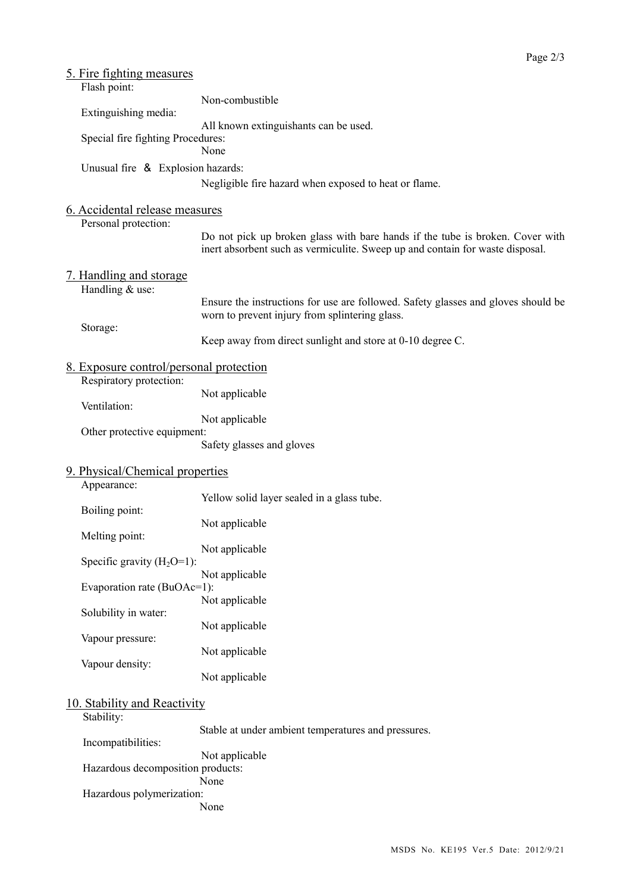## 5. Fire fighting measures

Flash point:
: Non-combustible

Extinguishing media:
: All known extinguishants can be used.

Special fire fighting Procedures:
: None

Unusual fire ＆ Explosion hazards:
: Negligible fire hazard when exposed to heat or flame.

## 6. Accidental release measures

Personal protection:
: Do not pick up broken glass with bare hands if the tube is broken. Cover with inert absorbent such as vermiculite. Sweep up and contain for waste disposal.

## 7. Handling and storage

Handling & use:
: Ensure the instructions for use are followed. Safety glasses and gloves should be worn to prevent injury from splintering glass.

Storage:
: Keep away from direct sunlight and store at 0-10 degree C.

## 8. Exposure control/personal protection

Respiratory protection:
: Not applicable

Ventilation:
: Not applicable

Other protective equipment:
: Safety glasses and gloves

## 9. Physical/Chemical properties

Appearance:
: Yellow solid layer sealed in a glass tube.

Boiling point:
: Not applicable

Melting point:
: Not applicable

Specific gravity ($H_2O$=1):
: Not applicable

Evaporation rate (BuOAc=1):
: Not applicable

Solubility in water:
: Not applicable

Vapour pressure:
: Not applicable

Vapour density:
: Not applicable

## 10. Stability and Reactivity

Stability:
: Stable at under ambient temperatures and pressures.

Incompatibilities:
: Not applicable

Hazardous decomposition products:
: None

Hazardous polymerization:
: None

MSDS No. KE195 Ver.5 Date: 2012/9/21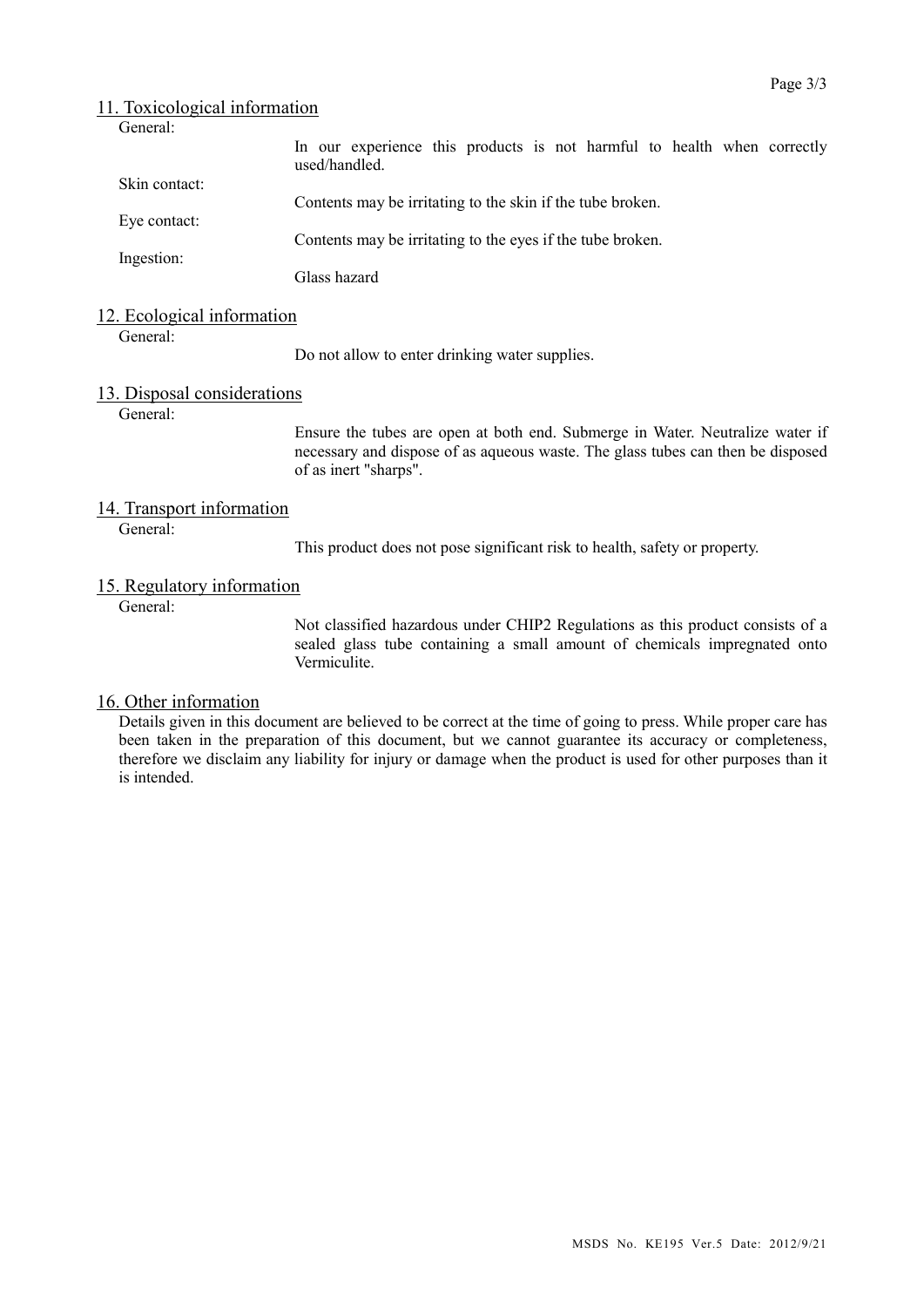## 11. Toxicological information

General:

In our experience this products is not harmful to health when correctly used/handled.

Skin contact:

Contents may be irritating to the skin if the tube broken.

Eye contact:

Contents may be irritating to the eyes if the tube broken.

Ingestion:

Glass hazard

## 12. Ecological information

General:

Do not allow to enter drinking water supplies.

## 13. Disposal considerations

General:

Ensure the tubes are open at both end. Submerge in Water. Neutralize water if necessary and dispose of as aqueous waste. The glass tubes can then be disposed of as inert "sharps".

## 14. Transport information

General:

This product does not pose significant risk to health, safety or property.

## 15. Regulatory information

General:

Not classified hazardous under CHIP2 Regulations as this product consists of a sealed glass tube containing a small amount of chemicals impregnated onto Vermiculite.

## 16. Other information

Details given in this document are believed to be correct at the time of going to press. While proper care has been taken in the preparation of this document, but we cannot guarantee its accuracy or completeness, therefore we disclaim any liability for injury or damage when the product is used for other purposes than it is intended.

MSDS No. KE195 Ver.5 Date: 2012/9/21